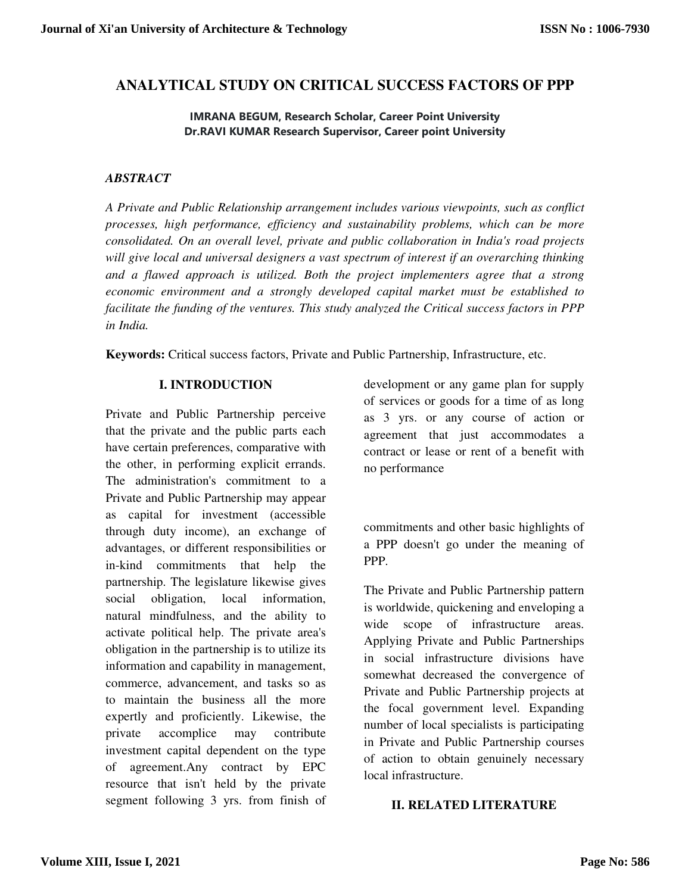# ANALYTICAL STUDY ON CRITICAL SUCCESS FACTORS OF PPP

**IMRANA BEGUM, Research Scholar, Career Point University**
**Dr.RAVI KUMAR Research Supervisor, Career point University**

### *ABSTRACT*

*A Private and Public Relationship arrangement includes various viewpoints, such as conflict processes, high performance, efficiency and sustainability problems, which can be more consolidated. On an overall level, private and public collaboration in India's road projects will give local and universal designers a vast spectrum of interest if an overarching thinking and a flawed approach is utilized. Both the project implementers agree that a strong economic environment and a strongly developed capital market must be established to facilitate the funding of the ventures. This study analyzed the Critical success factors in PPP in India.*

**Keywords:** Critical success factors, Private and Public Partnership, Infrastructure, etc.

## I. INTRODUCTION

Private and Public Partnership perceive that the private and the public parts each have certain preferences, comparative with the other, in performing explicit errands. The administration's commitment to a Private and Public Partnership may appear as capital for investment (accessible through duty income), an exchange of advantages, or different responsibilities or in-kind commitments that help the partnership. The legislature likewise gives social obligation, local information, natural mindfulness, and the ability to activate political help. The private area's obligation in the partnership is to utilize its information and capability in management, commerce, advancement, and tasks so as to maintain the business all the more expertly and proficiently. Likewise, the private accomplice may contribute investment capital dependent on the type of agreement.Any contract by EPC resource that isn't held by the private segment following 3 yrs. from finish of development or any game plan for supply of services or goods for a time of as long as 3 yrs. or any course of action or agreement that just accommodates a contract or lease or rent of a benefit with no performance commitments and other basic highlights of a PPP doesn't go under the meaning of PPP.

The Private and Public Partnership pattern is worldwide, quickening and enveloping a wide scope of infrastructure areas. Applying Private and Public Partnerships in social infrastructure divisions have somewhat decreased the convergence of Private and Public Partnership projects at the focal government level. Expanding number of local specialists is participating in Private and Public Partnership courses of action to obtain genuinely necessary local infrastructure.

## II. RELATED LITERATURE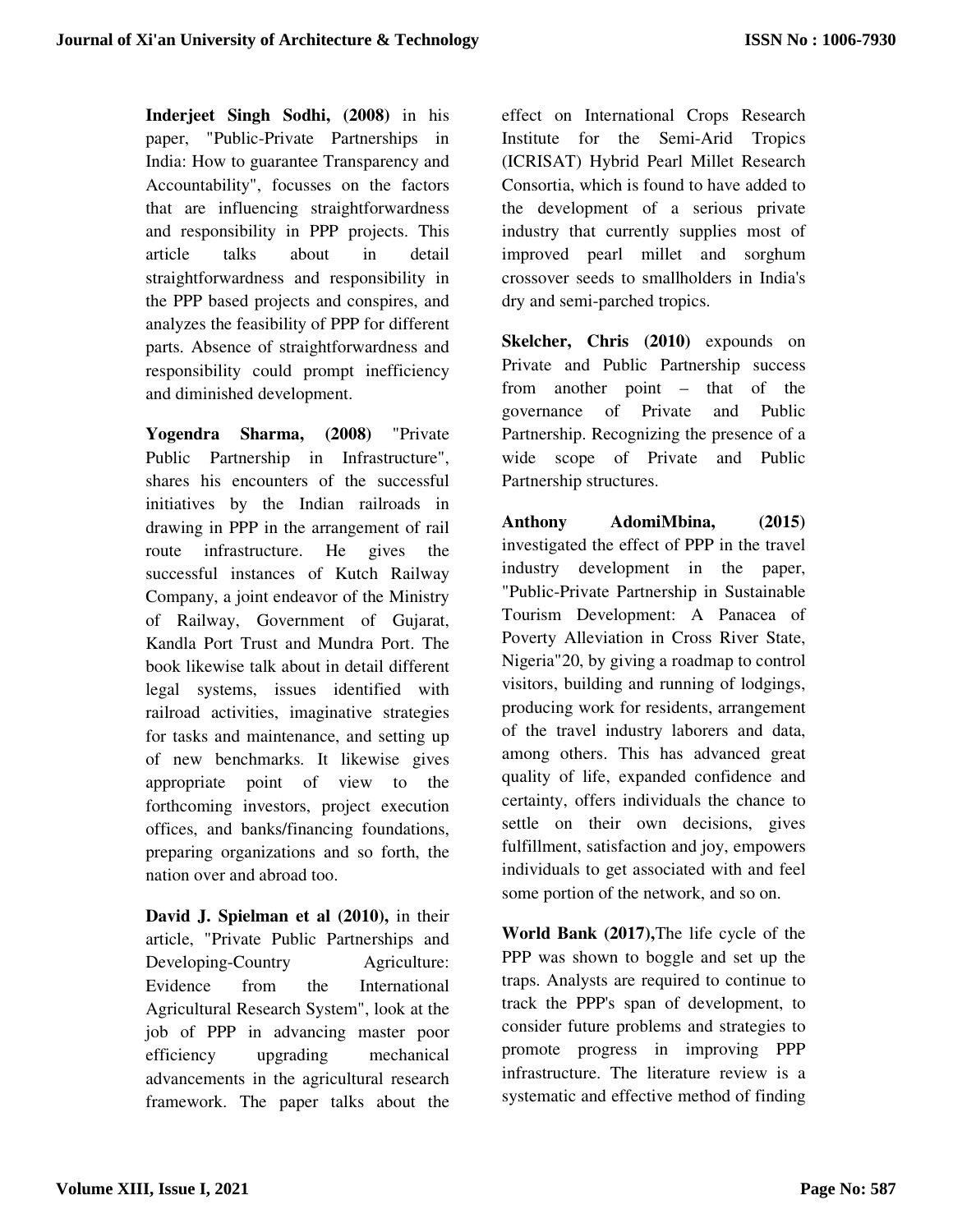**Inderjeet Singh Sodhi, (2008)** in his paper, "Public-Private Partnerships in India: How to guarantee Transparency and Accountability", focusses on the factors that are influencing straightforwardness and responsibility in PPP projects. This article talks about in detail straightforwardness and responsibility in the PPP based projects and conspires, and analyzes the feasibility of PPP for different parts. Absence of straightforwardness and responsibility could prompt inefficiency and diminished development.

**Yogendra Sharma, (2008)** "Private Public Partnership in Infrastructure", shares his encounters of the successful initiatives by the Indian railroads in drawing in PPP in the arrangement of rail route infrastructure. He gives the successful instances of Kutch Railway Company, a joint endeavor of the Ministry of Railway, Government of Gujarat, Kandla Port Trust and Mundra Port. The book likewise talk about in detail different legal systems, issues identified with railroad activities, imaginative strategies for tasks and maintenance, and setting up of new benchmarks. It likewise gives appropriate point of view to the forthcoming investors, project execution offices, and banks/financing foundations, preparing organizations and so forth, the nation over and abroad too.

**David J. Spielman et al (2010),** in their article, "Private Public Partnerships and Developing-Country Agriculture: Evidence from the International Agricultural Research System", look at the job of PPP in advancing master poor efficiency upgrading mechanical advancements in the agricultural research framework. The paper talks about the effect on International Crops Research Institute for the Semi-Arid Tropics (ICRISAT) Hybrid Pearl Millet Research Consortia, which is found to have added to the development of a serious private industry that currently supplies most of improved pearl millet and sorghum crossover seeds to smallholders in India's dry and semi-parched tropics.

**Skelcher, Chris (2010)** expounds on Private and Public Partnership success from another point – that of the governance of Private and Public Partnership. Recognizing the presence of a wide scope of Private and Public Partnership structures.

**Anthony AdomiMbina, (2015)** investigated the effect of PPP in the travel industry development in the paper, "Public-Private Partnership in Sustainable Tourism Development: A Panacea of Poverty Alleviation in Cross River State, Nigeria"20, by giving a roadmap to control visitors, building and running of lodgings, producing work for residents, arrangement of the travel industry laborers and data, among others. This has advanced great quality of life, expanded confidence and certainty, offers individuals the chance to settle on their own decisions, gives fulfillment, satisfaction and joy, empowers individuals to get associated with and feel some portion of the network, and so on.

**World Bank (2017),**The life cycle of the PPP was shown to boggle and set up the traps. Analysts are required to continue to track the PPP's span of development, to consider future problems and strategies to promote progress in improving PPP infrastructure. The literature review is a systematic and effective method of finding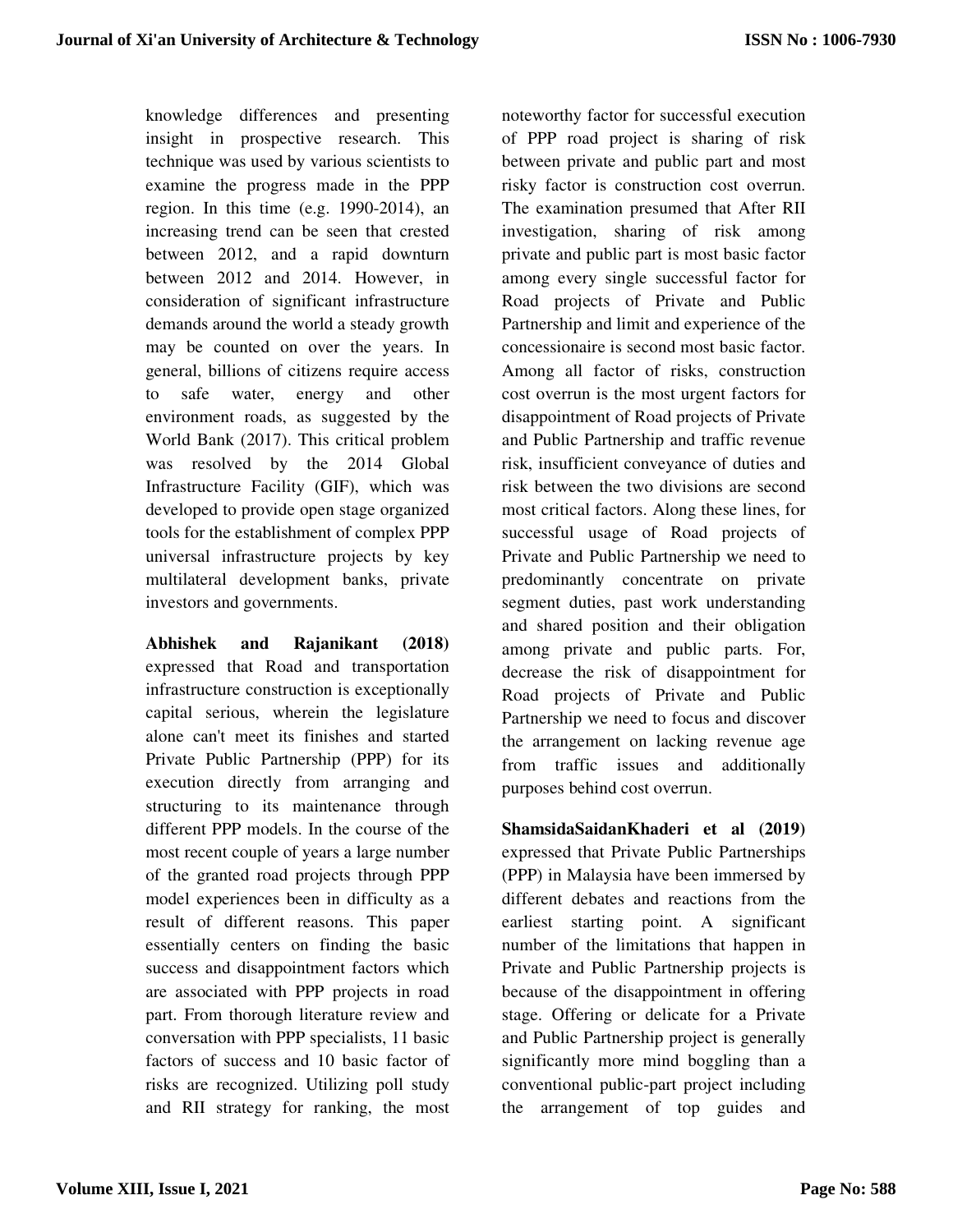knowledge differences and presenting insight in prospective research. This technique was used by various scientists to examine the progress made in the PPP region. In this time (e.g. 1990-2014), an increasing trend can be seen that crested between 2012, and a rapid downturn between 2012 and 2014. However, in consideration of significant infrastructure demands around the world a steady growth may be counted on over the years. In general, billions of citizens require access to safe water, energy and other environment roads, as suggested by the World Bank (2017). This critical problem was resolved by the 2014 Global Infrastructure Facility (GIF), which was developed to provide open stage organized tools for the establishment of complex PPP universal infrastructure projects by key multilateral development banks, private investors and governments.

**Abhishek and Rajanikant (2018)** expressed that Road and transportation infrastructure construction is exceptionally capital serious, wherein the legislature alone can't meet its finishes and started Private Public Partnership (PPP) for its execution directly from arranging and structuring to its maintenance through different PPP models. In the course of the most recent couple of years a large number of the granted road projects through PPP model experiences been in difficulty as a result of different reasons. This paper essentially centers on finding the basic success and disappointment factors which are associated with PPP projects in road part. From thorough literature review and conversation with PPP specialists, 11 basic factors of success and 10 basic factor of risks are recognized. Utilizing poll study and RII strategy for ranking, the most noteworthy factor for successful execution of PPP road project is sharing of risk between private and public part and most risky factor is construction cost overrun. The examination presumed that After RII investigation, sharing of risk among private and public part is most basic factor among every single successful factor for Road projects of Private and Public Partnership and limit and experience of the concessionaire is second most basic factor. Among all factor of risks, construction cost overrun is the most urgent factors for disappointment of Road projects of Private and Public Partnership and traffic revenue risk, insufficient conveyance of duties and risk between the two divisions are second most critical factors. Along these lines, for successful usage of Road projects of Private and Public Partnership we need to predominantly concentrate on private segment duties, past work understanding and shared position and their obligation among private and public parts. For, decrease the risk of disappointment for Road projects of Private and Public Partnership we need to focus and discover the arrangement on lacking revenue age from traffic issues and additionally purposes behind cost overrun.

**ShamsidaSaidanKhaderi et al (2019)** expressed that Private Public Partnerships (PPP) in Malaysia have been immersed by different debates and reactions from the earliest starting point. A significant number of the limitations that happen in Private and Public Partnership projects is because of the disappointment in offering stage. Offering or delicate for a Private and Public Partnership project is generally significantly more mind boggling than a conventional public-part project including the arrangement of top guides and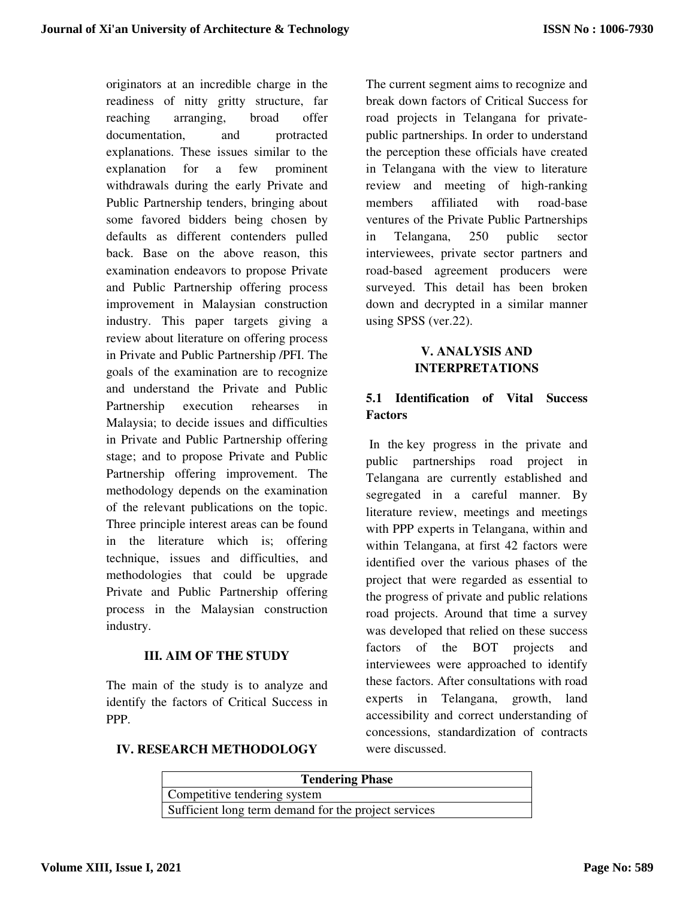originators at an incredible charge in the readiness of nitty gritty structure, far reaching arranging, broad offer documentation, and protracted explanations. These issues similar to the explanation for a few prominent withdrawals during the early Private and Public Partnership tenders, bringing about some favored bidders being chosen by defaults as different contenders pulled back. Base on the above reason, this examination endeavors to propose Private and Public Partnership offering process improvement in Malaysian construction industry. This paper targets giving a review about literature on offering process in Private and Public Partnership /PFI. The goals of the examination are to recognize and understand the Private and Public Partnership execution rehearses in Malaysia; to decide issues and difficulties in Private and Public Partnership offering stage; and to propose Private and Public Partnership offering improvement. The methodology depends on the examination of the relevant publications on the topic. Three principle interest areas can be found in the literature which is; offering technique, issues and difficulties, and methodologies that could be upgrade Private and Public Partnership offering process in the Malaysian construction industry.

## III. AIM OF THE STUDY

The main of the study is to analyze and identify the factors of Critical Success in PPP.

## IV. RESEARCH METHODOLOGY

The current segment aims to recognize and break down factors of Critical Success for road projects in Telangana for private-public partnerships. In order to understand the perception these officials have created in Telangana with the view to literature review and meeting of high-ranking members affiliated with road-base ventures of the Private Public Partnerships in Telangana, 250 public sector interviewees, private sector partners and road-based agreement producers were surveyed. This detail has been broken down and decrypted in a similar manner using SPSS (ver.22).

## V. ANALYSIS AND INTERPRETATIONS

### 5.1 Identification of Vital Success Factors

In the key progress in the private and public partnerships road project in Telangana are currently established and segregated in a careful manner. By literature review, meetings and meetings with PPP experts in Telangana, within and within Telangana, at first 42 factors were identified over the various phases of the project that were regarded as essential to the progress of private and public relations road projects. Around that time a survey was developed that relied on these success factors of the BOT projects and interviewees were approached to identify these factors. After consultations with road experts in Telangana, growth, land accessibility and correct understanding of concessions, standardization of contracts were discussed.

| Tendering Phase |
|---|
| Competitive tendering system |
| Sufficient long term demand for the project services |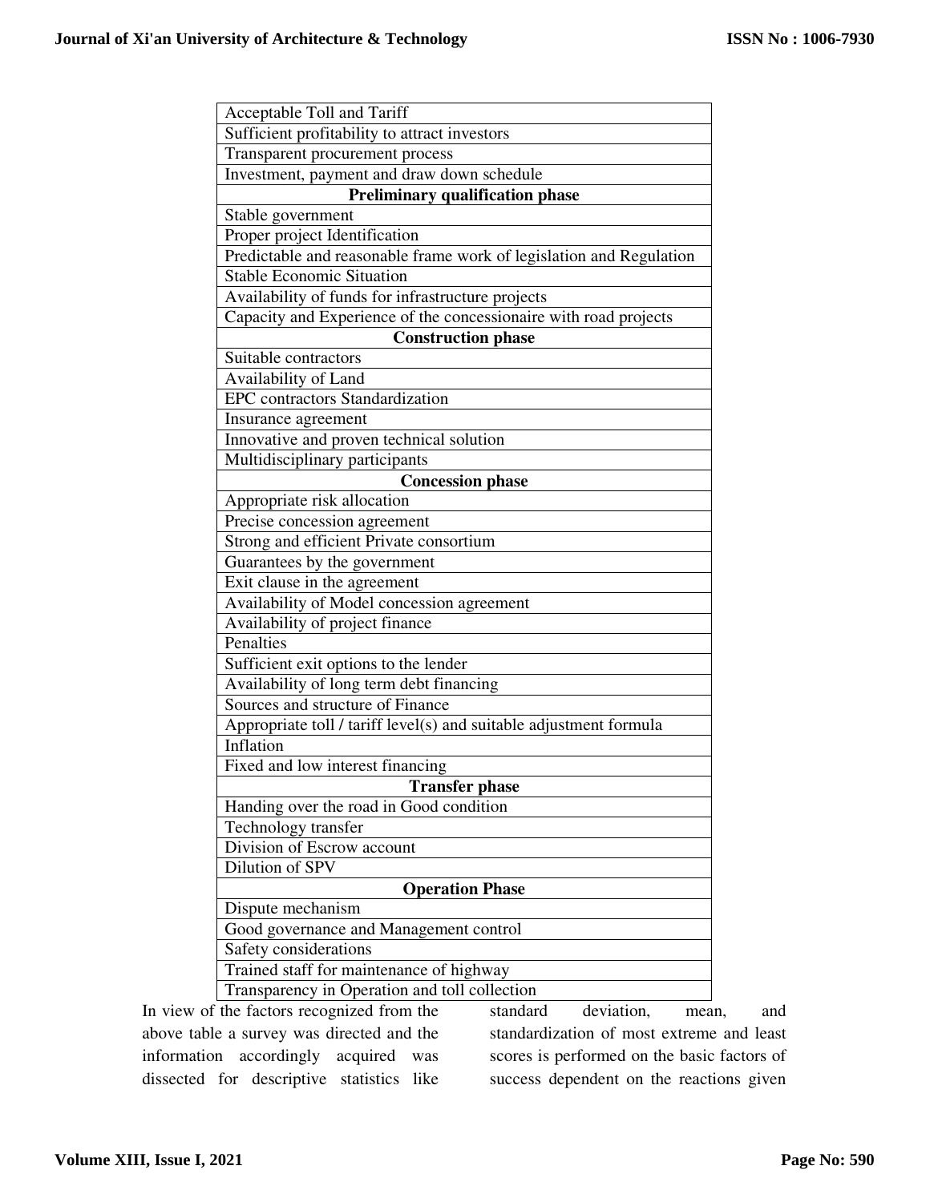| Acceptable Toll and Tariff |
|---|
| Sufficient profitability to attract investors |
| Transparent procurement process |
| Investment, payment and draw down schedule |
| **Preliminary qualification phase** |
| Stable government |
| Proper project Identification |
| Predictable and reasonable frame work of legislation and Regulation |
| Stable Economic Situation |
| Availability of funds for infrastructure projects |
| Capacity and Experience of the concessionaire with road projects |
| **Construction phase** |
| Suitable contractors |
| Availability of Land |
| EPC contractors Standardization |
| Insurance agreement |
| Innovative and proven technical solution |
| Multidisciplinary participants |
| **Concession phase** |
| Appropriate risk allocation |
| Precise concession agreement |
| Strong and efficient Private consortium |
| Guarantees by the government |
| Exit clause in the agreement |
| Availability of Model concession agreement |
| Availability of project finance |
| Penalties |
| Sufficient exit options to the lender |
| Availability of long term debt financing |
| Sources and structure of Finance |
| Appropriate toll / tariff level(s) and suitable adjustment formula |
| Inflation |
| Fixed and low interest financing |
| **Transfer phase** |
| Handing over the road in Good condition |
| Technology transfer |
| Division of Escrow account |
| Dilution of SPV |
| **Operation Phase** |
| Dispute mechanism |
| Good governance and Management control |
| Safety considerations |
| Trained staff for maintenance of highway |
| Transparency in Operation and toll collection |

In view of the factors recognized from the above table a survey was directed and the information accordingly acquired was dissected for descriptive statistics like standard deviation, mean, and standardization of most extreme and least scores is performed on the basic factors of success dependent on the reactions given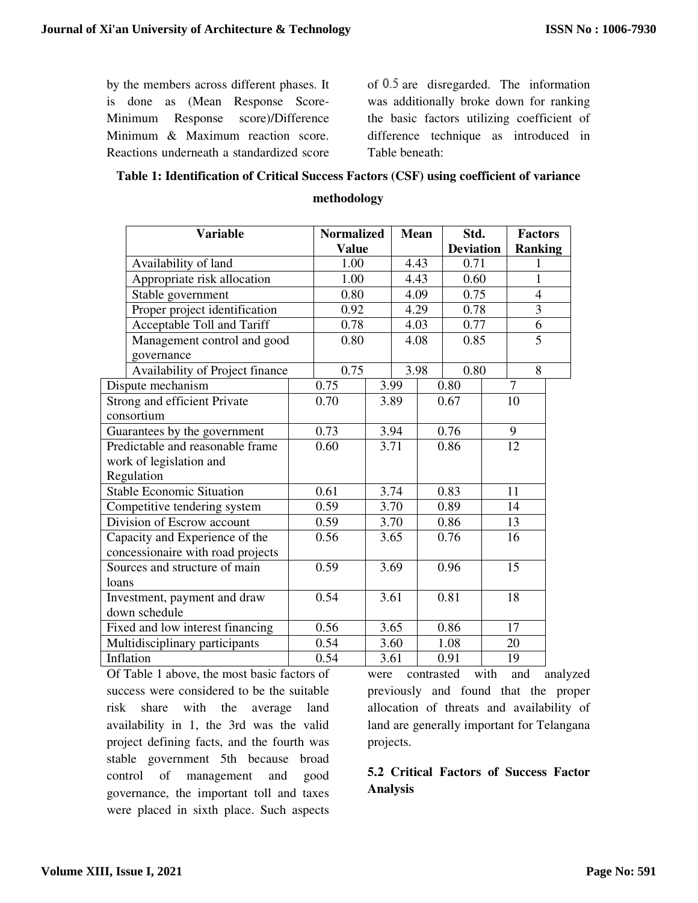by the members across different phases. It is done as (Mean Response Score- Minimum Response score)/Difference Minimum & Maximum reaction score. Reactions underneath a standardized score of 0.5 are disregarded. The information was additionally broke down for ranking the basic factors utilizing coefficient of difference technique as introduced in Table beneath:

**Table 1: Identification of Critical Success Factors (CSF) using coefficient of variance methodology**

| Variable | Normalized Value | Mean | Std. Deviation | Factors Ranking |
|---|---|---|---|---|
| Availability of land | 1.00 | 4.43 | 0.71 | 1 |
| Appropriate risk allocation | 1.00 | 4.43 | 0.60 | 1 |
| Stable government | 0.80 | 4.09 | 0.75 | 4 |
| Proper project identification | 0.92 | 4.29 | 0.78 | 3 |
| Acceptable Toll and Tariff | 0.78 | 4.03 | 0.77 | 6 |
| Management control and good governance | 0.80 | 4.08 | 0.85 | 5 |
| Availability of Project finance | 0.75 | 3.98 | 0.80 | 8 |
| Dispute mechanism | 0.75 | 3.99 | 0.80 | 7 |
| Strong and efficient Private consortium | 0.70 | 3.89 | 0.67 | 10 |
| Guarantees by the government | 0.73 | 3.94 | 0.76 | 9 |
| Predictable and reasonable frame work of legislation and Regulation | 0.60 | 3.71 | 0.86 | 12 |
| Stable Economic Situation | 0.61 | 3.74 | 0.83 | 11 |
| Competitive tendering system | 0.59 | 3.70 | 0.89 | 14 |
| Division of Escrow account | 0.59 | 3.70 | 0.86 | 13 |
| Capacity and Experience of the concessionaire with road projects | 0.56 | 3.65 | 0.76 | 16 |
| Sources and structure of main loans | 0.59 | 3.69 | 0.96 | 15 |
| Investment, payment and draw down schedule | 0.54 | 3.61 | 0.81 | 18 |
| Fixed and low interest financing | 0.56 | 3.65 | 0.86 | 17 |
| Multidisciplinary participants | 0.54 | 3.60 | 1.08 | 20 |
| Inflation | 0.54 | 3.61 | 0.91 | 19 |

Of Table 1 above, the most basic factors of success were considered to be the suitable risk share with the average land availability in 1, the 3rd was the valid project defining facts, and the fourth was stable government 5th because broad control of management and good governance, the important toll and taxes were placed in sixth place. Such aspects were contrasted with and analyzed previously and found that the proper allocation of threats and availability of land are generally important for Telangana projects.

### 5.2 Critical Factors of Success Factor Analysis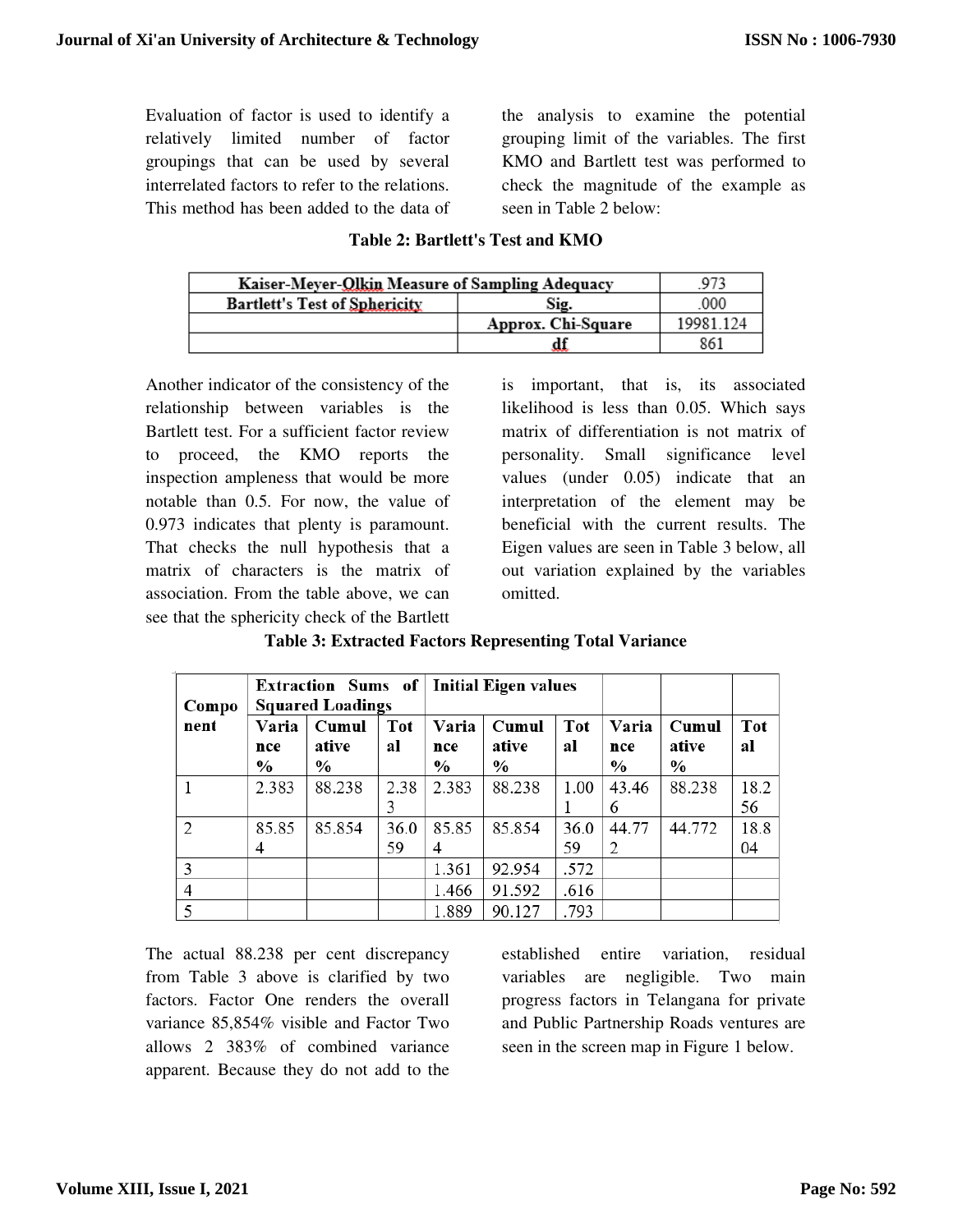Evaluation of factor is used to identify a relatively limited number of factor groupings that can be used by several interrelated factors to refer to the relations. This method has been added to the data of the analysis to examine the potential grouping limit of the variables. The first KMO and Bartlett test was performed to check the magnitude of the example as seen in Table 2 below:

**Table 2: Bartlett's Test and KMO**

| Kaiser-Meyer-Olkin Measure of Sampling Adequacy | | .973 |
|---|---|---|
| Bartlett's Test of Sphericity | Sig. | .000 |
| | Approx. Chi-Square | 19981.124 |
| | df | 861 |

Another indicator of the consistency of the relationship between variables is the Bartlett test. For a sufficient factor review to proceed, the KMO reports the inspection ampleness that would be more notable than 0.5. For now, the value of 0.973 indicates that plenty is paramount. That checks the null hypothesis that a matrix of characters is the matrix of association. From the table above, we can see that the sphericity check of the Bartlett is important, that is, its associated likelihood is less than 0.05. Which says matrix of differentiation is not matrix of personality. Small significance level values (under 0.05) indicate that an interpretation of the element may be beneficial with the current results. The Eigen values are seen in Table 3 below, all out variation explained by the variables omitted.

**Table 3: Extracted Factors Representing Total Variance**

| Component | Extraction Sums of Squared Loadings | | | Initial Eigen values | | | | | |
|---|---|---|---|---|---|---|---|---|---|
| | Variance % | Cumulative % | Total | Variance % | Cumulative % | Total | Variance % | Cumulative % | Total |
| 1 | 2.383 | 88.238 | 2.383 | 2.383 | 88.238 | 1.001 | 43.466 | 88.238 | 18.256 |
| 2 | 85.854 | 85.854 | 36.059 | 85.854 | 85.854 | 36.059 | 44.772 | 44.772 | 18.804 |
| 3 | | | | 1.361 | 92.954 | .572 | | | |
| 4 | | | | 1.466 | 91.592 | .616 | | | |
| 5 | | | | 1.889 | 90.127 | .793 | | | |

The actual 88.238 per cent discrepancy from Table 3 above is clarified by two factors. Factor One renders the overall variance 85,854% visible and Factor Two allows 2 383% of combined variance apparent. Because they do not add to the established entire variation, residual variables are negligible. Two main progress factors in Telangana for private and Public Partnership Roads ventures are seen in the screen map in Figure 1 below.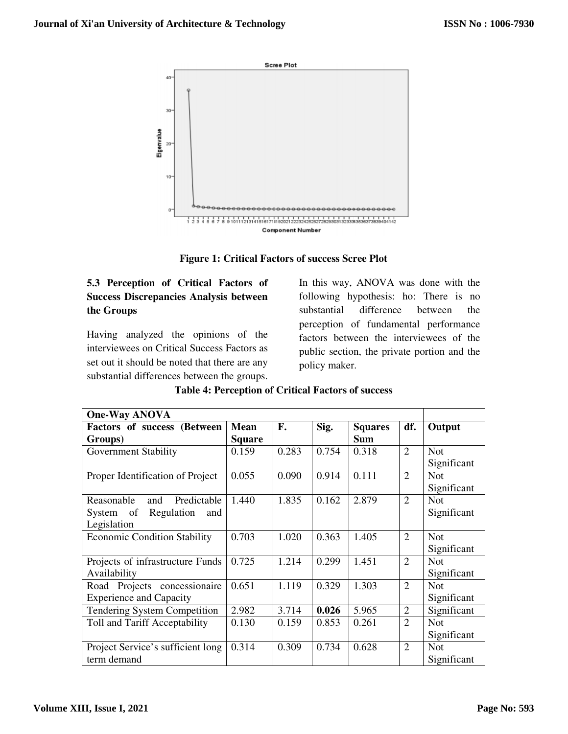Figure 1: Critical Factors of success Scree Plot

### 5.3 Perception of Critical Factors of Success Discrepancies Analysis between the Groups

Having analyzed the opinions of the interviewees on Critical Success Factors as set out it should be noted that there are any substantial differences between the groups. In this way, ANOVA was done with the following hypothesis: ho: There is no substantial difference between the perception of fundamental performance factors between the interviewees of the public section, the private portion and the policy maker.

**Table 4: Perception of Critical Factors of success**

| One-Way ANOVA | | | | | | |
|---|---|---|---|---|---|---|
| **Factors of success (Between Groups)** | **Mean Square** | **F.** | **Sig.** | **Squares Sum** | **df.** | **Output** |
| Government Stability | 0.159 | 0.283 | 0.754 | 0.318 | 2 | Not Significant |
| Proper Identification of Project | 0.055 | 0.090 | 0.914 | 0.111 | 2 | Not Significant |
| Reasonable and Predictable System of Regulation and Legislation | 1.440 | 1.835 | 0.162 | 2.879 | 2 | Not Significant |
| Economic Condition Stability | 0.703 | 1.020 | 0.363 | 1.405 | 2 | Not Significant |
| Projects of infrastructure Funds Availability | 0.725 | 1.214 | 0.299 | 1.451 | 2 | Not Significant |
| Road Projects concessionaire Experience and Capacity | 0.651 | 1.119 | 0.329 | 1.303 | 2 | Not Significant |
| Tendering System Competition | 2.982 | 3.714 | **0.026** | 5.965 | 2 | Significant |
| Toll and Tariff Acceptability | 0.130 | 0.159 | 0.853 | 0.261 | 2 | Not Significant |
| Project Service's sufficient long term demand | 0.314 | 0.309 | 0.734 | 0.628 | 2 | Not Significant |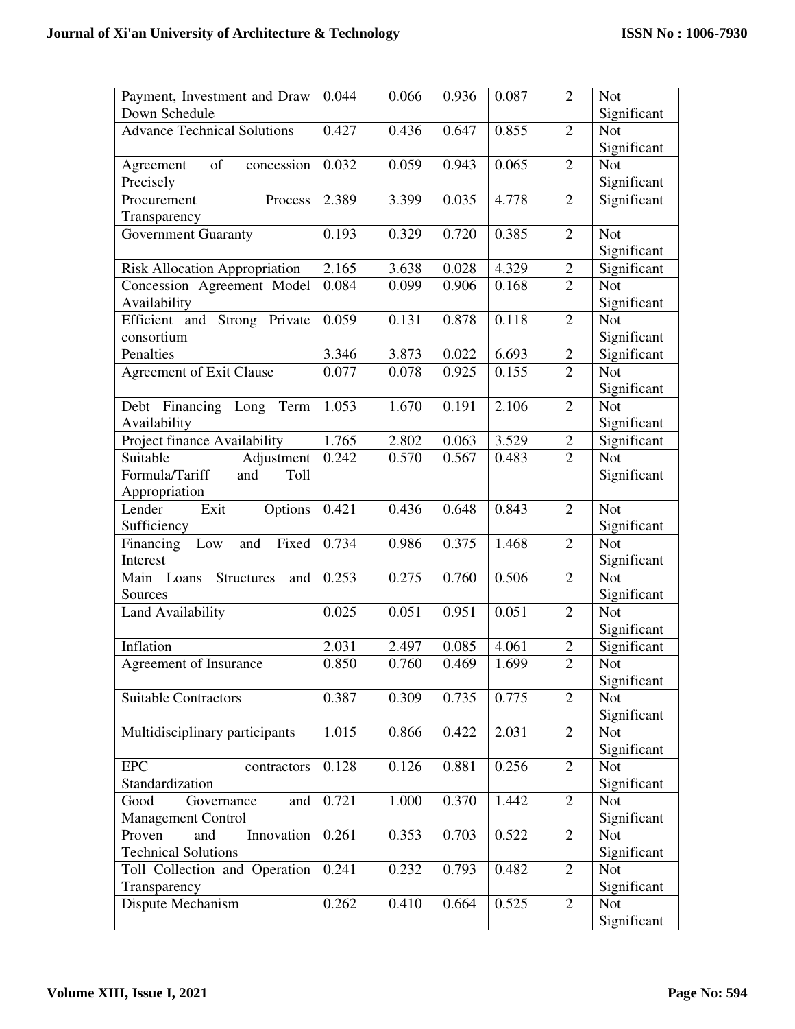| | | | | | | |
|---|---|---|---|---|---|---|
| Payment, Investment and Draw Down Schedule | 0.044 | 0.066 | 0.936 | 0.087 | 2 | Not Significant |
| Advance Technical Solutions | 0.427 | 0.436 | 0.647 | 0.855 | 2 | Not Significant |
| Agreement of concession Precisely | 0.032 | 0.059 | 0.943 | 0.065 | 2 | Not Significant |
| Procurement Process Transparency | 2.389 | 3.399 | 0.035 | 4.778 | 2 | Significant |
| Government Guaranty | 0.193 | 0.329 | 0.720 | 0.385 | 2 | Not Significant |
| Risk Allocation Appropriation | 2.165 | 3.638 | 0.028 | 4.329 | 2 | Significant |
| Concession Agreement Model Availability | 0.084 | 0.099 | 0.906 | 0.168 | 2 | Not Significant |
| Efficient and Strong Private consortium | 0.059 | 0.131 | 0.878 | 0.118 | 2 | Not Significant |
| Penalties | 3.346 | 3.873 | 0.022 | 6.693 | 2 | Significant |
| Agreement of Exit Clause | 0.077 | 0.078 | 0.925 | 0.155 | 2 | Not Significant |
| Debt Financing Long Term Availability | 1.053 | 1.670 | 0.191 | 2.106 | 2 | Not Significant |
| Project finance Availability | 1.765 | 2.802 | 0.063 | 3.529 | 2 | Significant |
| Suitable Adjustment Formula/Tariff and Toll Appropriation | 0.242 | 0.570 | 0.567 | 0.483 | 2 | Not Significant |
| Lender Exit Options Sufficiency | 0.421 | 0.436 | 0.648 | 0.843 | 2 | Not Significant |
| Financing Low and Fixed Interest | 0.734 | 0.986 | 0.375 | 1.468 | 2 | Not Significant |
| Main Loans Structures and Sources | 0.253 | 0.275 | 0.760 | 0.506 | 2 | Not Significant |
| Land Availability | 0.025 | 0.051 | 0.951 | 0.051 | 2 | Not Significant |
| Inflation | 2.031 | 2.497 | 0.085 | 4.061 | 2 | Significant |
| Agreement of Insurance | 0.850 | 0.760 | 0.469 | 1.699 | 2 | Not Significant |
| Suitable Contractors | 0.387 | 0.309 | 0.735 | 0.775 | 2 | Not Significant |
| Multidisciplinary participants | 1.015 | 0.866 | 0.422 | 2.031 | 2 | Not Significant |
| EPC contractors Standardization | 0.128 | 0.126 | 0.881 | 0.256 | 2 | Not Significant |
| Good Governance and Management Control | 0.721 | 1.000 | 0.370 | 1.442 | 2 | Not Significant |
| Proven and Innovation Technical Solutions | 0.261 | 0.353 | 0.703 | 0.522 | 2 | Not Significant |
| Toll Collection and Operation Transparency | 0.241 | 0.232 | 0.793 | 0.482 | 2 | Not Significant |
| Dispute Mechanism | 0.262 | 0.410 | 0.664 | 0.525 | 2 | Not Significant |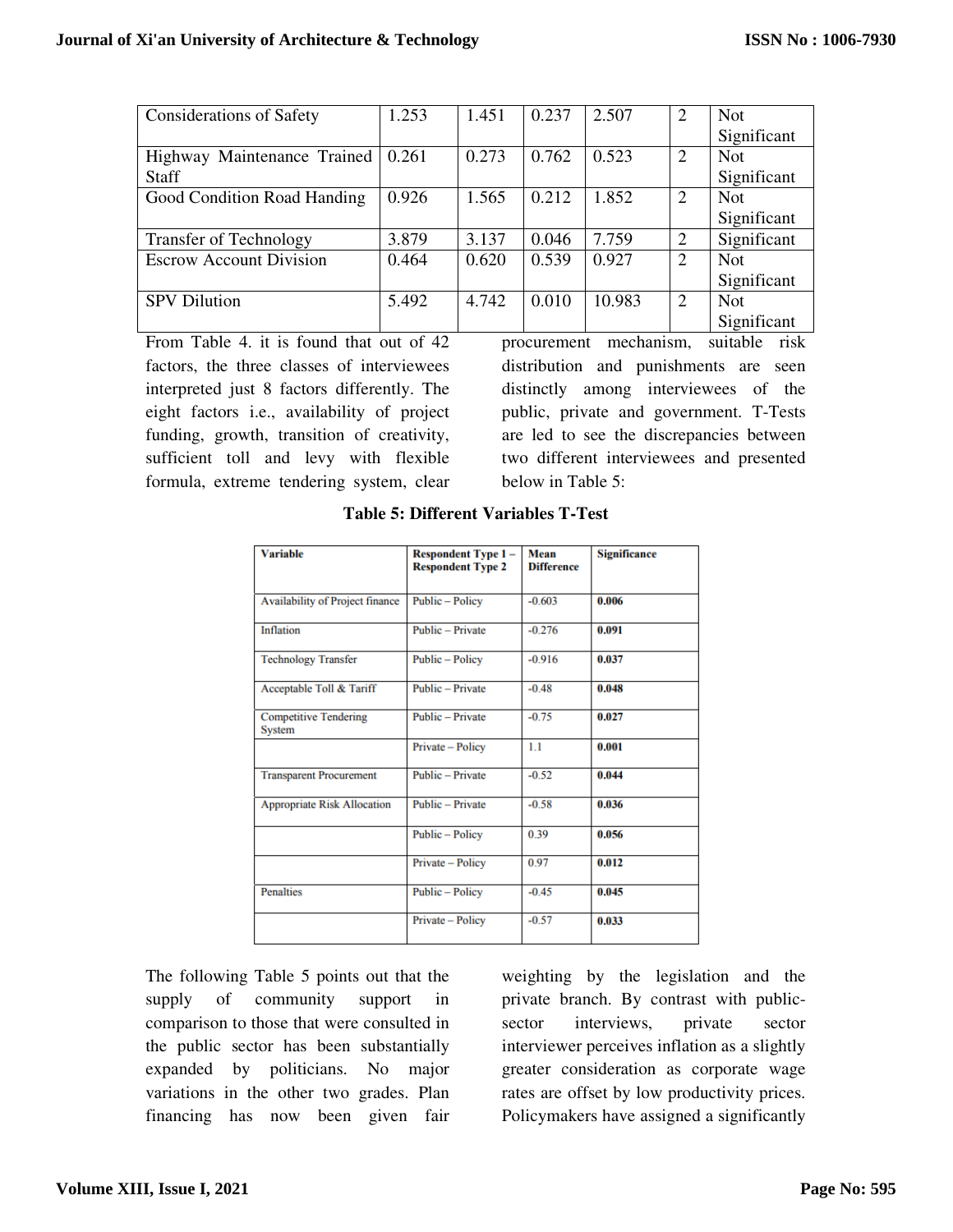| Considerations of Safety | 1.253 | 1.451 | 0.237 | 2.507 | 2 | Not Significant |
|---|---|---|---|---|---|---|
| Highway Maintenance Trained Staff | 0.261 | 0.273 | 0.762 | 0.523 | 2 | Not Significant |
| Good Condition Road Handing | 0.926 | 1.565 | 0.212 | 1.852 | 2 | Not Significant |
| Transfer of Technology | 3.879 | 3.137 | 0.046 | 7.759 | 2 | Significant |
| Escrow Account Division | 0.464 | 0.620 | 0.539 | 0.927 | 2 | Not Significant |
| SPV Dilution | 5.492 | 4.742 | 0.010 | 10.983 | 2 | Not Significant |

From Table 4. it is found that out of 42 factors, the three classes of interviewees interpreted just 8 factors differently. The eight factors i.e., availability of project funding, growth, transition of creativity, sufficient toll and levy with flexible formula, extreme tendering system, clear procurement mechanism, suitable risk distribution and punishments are seen distinctly among interviewees of the public, private and government. T-Tests are led to see the discrepancies between two different interviewees and presented below in Table 5:

**Table 5: Different Variables T-Test**

| Variable | Respondent Type 1 – Respondent Type 2 | Mean Difference | Significance |
|---|---|---|---|
| Availability of Project finance | Public – Policy | -0.603 | **0.006** |
| Inflation | Public – Private | -0.276 | **0.091** |
| Technology Transfer | Public – Policy | -0.916 | **0.037** |
| Acceptable Toll & Tariff | Public – Private | -0.48 | **0.048** |
| Competitive Tendering System | Public – Private | -0.75 | **0.027** |
| | Private – Policy | 1.1 | **0.001** |
| Transparent Procurement | Public – Private | -0.52 | **0.044** |
| Appropriate Risk Allocation | Public – Private | -0.58 | **0.036** |
| | Public – Policy | 0.39 | **0.056** |
| | Private – Policy | 0.97 | **0.012** |
| Penalties | Public – Policy | -0.45 | **0.045** |
| | Private – Policy | -0.57 | **0.033** |

The following Table 5 points out that the supply of community support in comparison to those that were consulted in the public sector has been substantially expanded by politicians. No major variations in the other two grades. Plan financing has now been given fair weighting by the legislation and the private branch. By contrast with public-sector interviews, private sector interviewer perceives inflation as a slightly greater consideration as corporate wage rates are offset by low productivity prices. Policymakers have assigned a significantly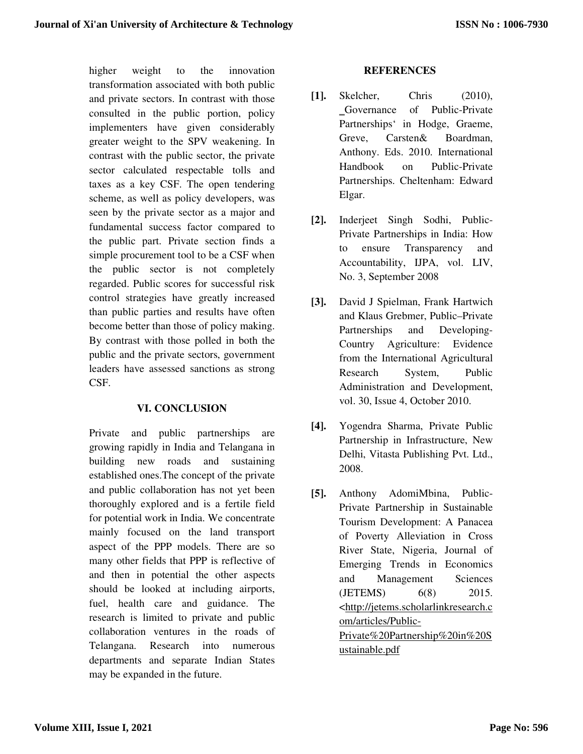higher weight to the innovation transformation associated with both public and private sectors. In contrast with those consulted in the public portion, policy implementers have given considerably greater weight to the SPV weakening. In contrast with the public sector, the private sector calculated respectable tolls and taxes as a key CSF. The open tendering scheme, as well as policy developers, was seen by the private sector as a major and fundamental success factor compared to the public part. Private section finds a simple procurement tool to be a CSF when the public sector is not completely regarded. Public scores for successful risk control strategies have greatly increased than public parties and results have often become better than those of policy making. By contrast with those polled in both the public and the private sectors, government leaders have assessed sanctions as strong CSF.

## VI. CONCLUSION

Private and public partnerships are growing rapidly in India and Telangana in building new roads and sustaining established ones.The concept of the private and public collaboration has not yet been thoroughly explored and is a fertile field for potential work in India. We concentrate mainly focused on the land transport aspect of the PPP models. There are so many other fields that PPP is reflective of and then in potential the other aspects should be looked at including airports, fuel, health care and guidance. The research is limited to private and public collaboration ventures in the roads of Telangana. Research into numerous departments and separate Indian States may be expanded in the future.

## REFERENCES

**[1].** Skelcher, Chris (2010), ‗Governance of Public-Private Partnerships' in Hodge, Graeme, Greve, Carsten& Boardman, Anthony. Eds. 2010. International Handbook on Public-Private Partnerships. Cheltenham: Edward Elgar.

**[2].** Inderjeet Singh Sodhi, Public-Private Partnerships in India: How to ensure Transparency and Accountability, IJPA, vol. LIV, No. 3, September 2008

**[3].** David J Spielman, Frank Hartwich and Klaus Grebmer, Public–Private Partnerships and Developing-Country Agriculture: Evidence from the International Agricultural Research System, Public Administration and Development, vol. 30, Issue 4, October 2010.

**[4].** Yogendra Sharma, Private Public Partnership in Infrastructure, New Delhi, Vitasta Publishing Pvt. Ltd., 2008.

**[5].** Anthony AdomiMbina, Public-Private Partnership in Sustainable Tourism Development: A Panacea of Poverty Alleviation in Cross River State, Nigeria, Journal of Emerging Trends in Economics and Management Sciences (JETEMS) 6(8) 2015. <http://jetems.scholarlinkresearch.com/articles/Public-Private%20Partnership%20in%20Sustainable.pdf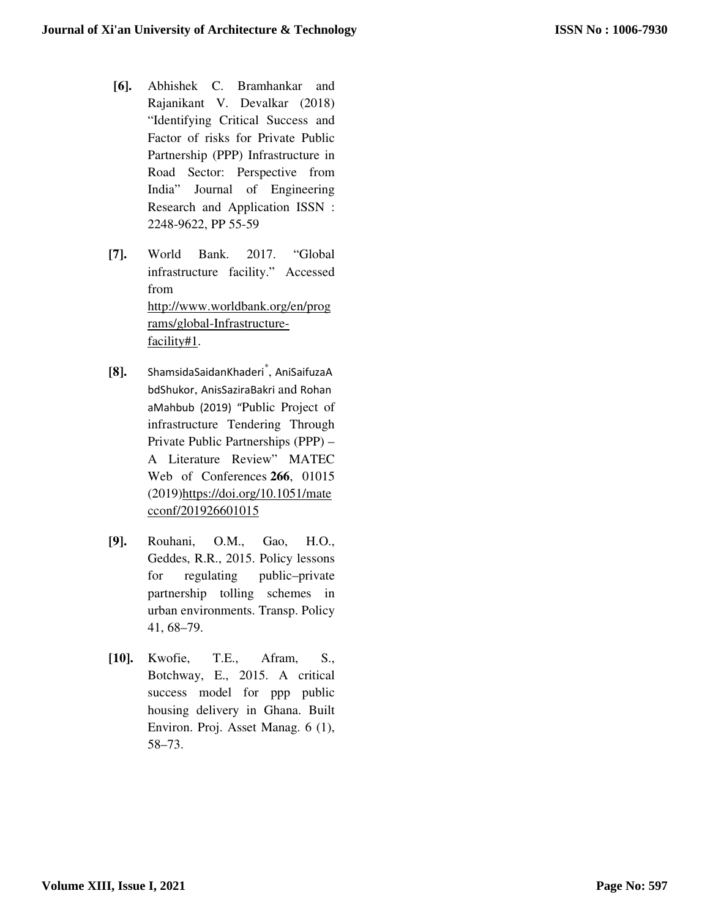**[6].** Abhishek C. Bramhankar and Rajanikant V. Devalkar (2018) "Identifying Critical Success and Factor of risks for Private Public Partnership (PPP) Infrastructure in Road Sector: Perspective from India" Journal of Engineering Research and Application ISSN : 2248-9622, PP 55-59

**[7].** World Bank. 2017. "Global infrastructure facility." Accessed from http://www.worldbank.org/en/programs/global-Infrastructure-facility#1.

**[8].** ShamsidaSaidanKhaderi*, AniSaifuzaAbdShukor, AnisSaziraBakri and RohanaMahbub (2019) "Public Project of infrastructure Tendering Through Private Public Partnerships (PPP) – A Literature Review" MATEC Web of Conferences **266**, 01015 (2019)https://doi.org/10.1051/mateconf/201926601015

**[9].** Rouhani, O.M., Gao, H.O., Geddes, R.R., 2015. Policy lessons for regulating public–private partnership tolling schemes in urban environments. Transp. Policy 41, 68–79.

**[10].** Kwofie, T.E., Afram, S., Botchway, E., 2015. A critical success model for ppp public housing delivery in Ghana. Built Environ. Proj. Asset Manag. 6 (1), 58–73.